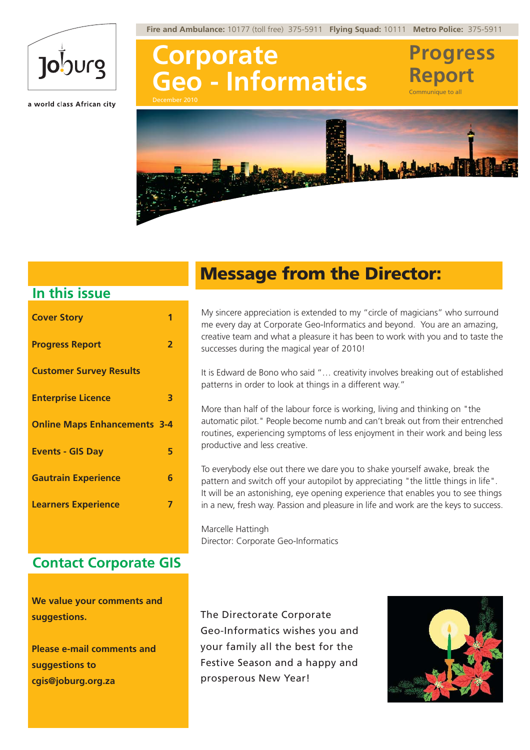Fire and Ambulance: 10177 (toll free) 375-5911 **Flying Squad:** 10111 **Metro Police:** 375-5911

Joburg

a world class African city

# Corporate Geo - Informatics

December 2010

# Progress Report

Communique to all

## In this issue

| | |
|---|---|
| **Cover Story** | **1** |
| **Progress Report** | **2** |
| **Customer Survey Results** | |
| **Enterprise Licence** | **3** |
| **Online Maps Enhancements** | **3-4** |
| **Events - GIS Day** | **5** |
| **Gautrain Experience** | **6** |
| **Learners Experience** | **7** |

## Contact Corporate GIS

**We value your comments and suggestions.**

**Please e-mail comments and suggestions to cgis@joburg.org.za**

## Message from the Director:

My sincere appreciation is extended to my "circle of magicians" who surround me every day at Corporate Geo-Informatics and beyond. You are an amazing, creative team and what a pleasure it has been to work with you and to taste the successes during the magical year of 2010!

It is Edward de Bono who said "… creativity involves breaking out of established patterns in order to look at things in a different way."

More than half of the labour force is working, living and thinking on "the automatic pilot." People become numb and can't break out from their entrenched routines, experiencing symptoms of less enjoyment in their work and being less productive and less creative.

To everybody else out there we dare you to shake yourself awake, break the pattern and switch off your autopilot by appreciating "the little things in life". It will be an astonishing, eye opening experience that enables you to see things in a new, fresh way. Passion and pleasure in life and work are the keys to success.

Marcelle Hattingh
Director: Corporate Geo-Informatics

The Directorate Corporate Geo-Informatics wishes you and your family all the best for the Festive Season and a happy and prosperous New Year!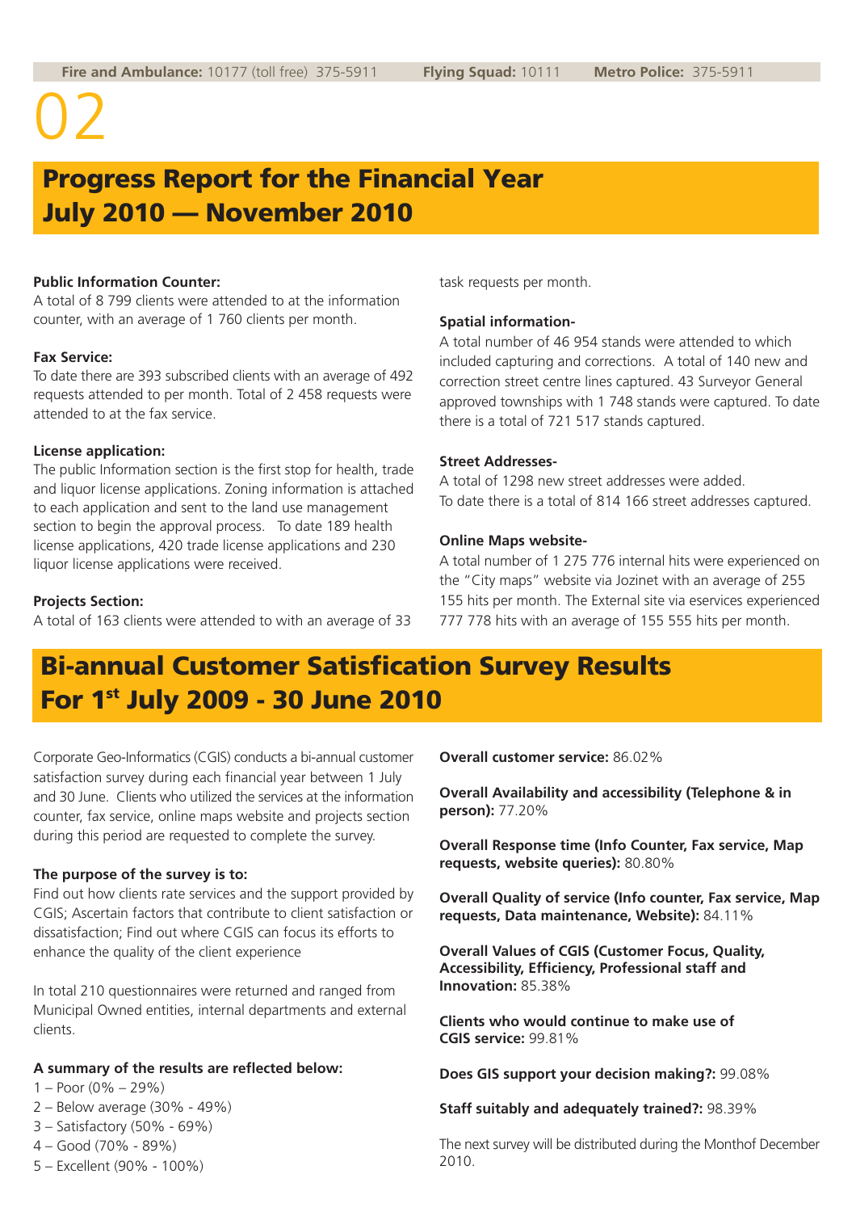Fire and Ambulance: 10177 (toll free) 375-5911 | Flying Squad: 10111 | Metro Police: 375-5911

02

# Progress Report for the Financial Year July 2010 — November 2010

**Public Information Counter:**
A total of 8 799 clients were attended to at the information counter, with an average of 1 760 clients per month.

**Fax Service:**
To date there are 393 subscribed clients with an average of 492 requests attended to per month. Total of 2 458 requests were attended to at the fax service.

**License application:**
The public Information section is the first stop for health, trade and liquor license applications. Zoning information is attached to each application and sent to the land use management section to begin the approval process. To date 189 health license applications, 420 trade license applications and 230 liquor license applications were received.

**Projects Section:**
A total of 163 clients were attended to with an average of 33 task requests per month.

**Spatial information-**
A total number of 46 954 stands were attended to which included capturing and corrections. A total of 140 new and correction street centre lines captured. 43 Surveyor General approved townships with 1 748 stands were captured. To date there is a total of 721 517 stands captured.

**Street Addresses-**
A total of 1298 new street addresses were added.
To date there is a total of 814 166 street addresses captured.

**Online Maps website-**
A total number of 1 275 776 internal hits were experienced on the "City maps" website via Jozinet with an average of 255 155 hits per month. The External site via eservices experienced 777 778 hits with an average of 155 555 hits per month.

# Bi-annual Customer Satisfication Survey Results For 1st July 2009 - 30 June 2010

Corporate Geo-Informatics (CGIS) conducts a bi-annual customer satisfaction survey during each financial year between 1 July and 30 June. Clients who utilized the services at the information counter, fax service, online maps website and projects section during this period are requested to complete the survey.

**The purpose of the survey is to:**
Find out how clients rate services and the support provided by CGIS; Ascertain factors that contribute to client satisfaction or dissatisfaction; Find out where CGIS can focus its efforts to enhance the quality of the client experience

In total 210 questionnaires were returned and ranged from Municipal Owned entities, internal departments and external clients.

**A summary of the results are reflected below:**

1 – Poor (0% – 29%)
2 – Below average (30% - 49%)
3 – Satisfactory (50% - 69%)
4 – Good (70% - 89%)
5 – Excellent (90% - 100%)

**Overall customer service:** 86.02%

**Overall Availability and accessibility (Telephone & in person):** 77.20%

**Overall Response time (Info Counter, Fax service, Map requests, website queries):** 80.80%

**Overall Quality of service (Info counter, Fax service, Map requests, Data maintenance, Website):** 84.11%

**Overall Values of CGIS (Customer Focus, Quality, Accessibility, Efficiency, Professional staff and Innovation:** 85.38%

**Clients who would continue to make use of CGIS service:** 99.81%

**Does GIS support your decision making?:** 99.08%

**Staff suitably and adequately trained?:** 98.39%

The next survey will be distributed during the Monthof December 2010.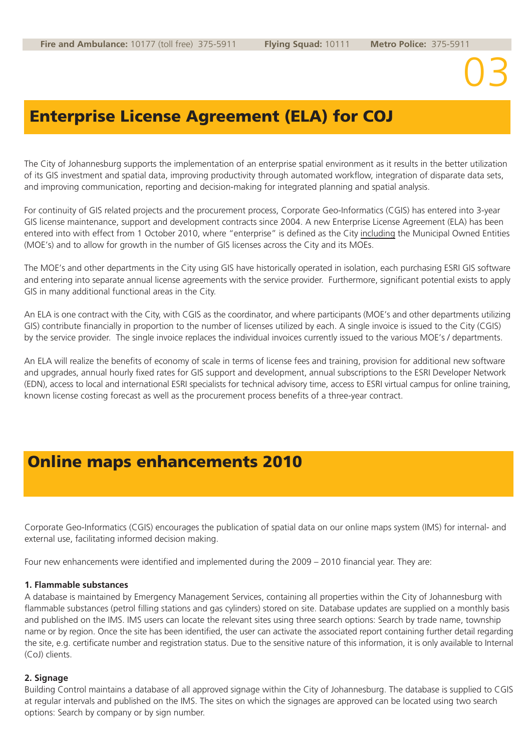## Enterprise License Agreement (ELA) for COJ

The City of Johannesburg supports the implementation of an enterprise spatial environment as it results in the better utilization of its GIS investment and spatial data, improving productivity through automated workflow, integration of disparate data sets, and improving communication, reporting and decision-making for integrated planning and spatial analysis.

For continuity of GIS related projects and the procurement process, Corporate Geo-Informatics (CGIS) has entered into 3-year GIS license maintenance, support and development contracts since 2004. A new Enterprise License Agreement (ELA) has been entered into with effect from 1 October 2010, where "enterprise" is defined as the City including the Municipal Owned Entities (MOE's) and to allow for growth in the number of GIS licenses across the City and its MOEs.

The MOE's and other departments in the City using GIS have historically operated in isolation, each purchasing ESRI GIS software and entering into separate annual license agreements with the service provider. Furthermore, significant potential exists to apply GIS in many additional functional areas in the City.

An ELA is one contract with the City, with CGIS as the coordinator, and where participants (MOE's and other departments utilizing GIS) contribute financially in proportion to the number of licenses utilized by each. A single invoice is issued to the City (CGIS) by the service provider. The single invoice replaces the individual invoices currently issued to the various MOE's / departments.

An ELA will realize the benefits of economy of scale in terms of license fees and training, provision for additional new software and upgrades, annual hourly fixed rates for GIS support and development, annual subscriptions to the ESRI Developer Network (EDN), access to local and international ESRI specialists for technical advisory time, access to ESRI virtual campus for online training, known license costing forecast as well as the procurement process benefits of a three-year contract.

## Online maps enhancements 2010

Corporate Geo-Informatics (CGIS) encourages the publication of spatial data on our online maps system (IMS) for internal- and external use, facilitating informed decision making.

Four new enhancements were identified and implemented during the 2009 – 2010 financial year. They are:

**1. Flammable substances**

A database is maintained by Emergency Management Services, containing all properties within the City of Johannesburg with flammable substances (petrol filling stations and gas cylinders) stored on site. Database updates are supplied on a monthly basis and published on the IMS. IMS users can locate the relevant sites using three search options: Search by trade name, township name or by region. Once the site has been identified, the user can activate the associated report containing further detail regarding the site, e.g. certificate number and registration status. Due to the sensitive nature of this information, it is only available to Internal (CoJ) clients.

**2. Signage**

Building Control maintains a database of all approved signage within the City of Johannesburg. The database is supplied to CGIS at regular intervals and published on the IMS. The sites on which the signages are approved can be located using two search options: Search by company or by sign number.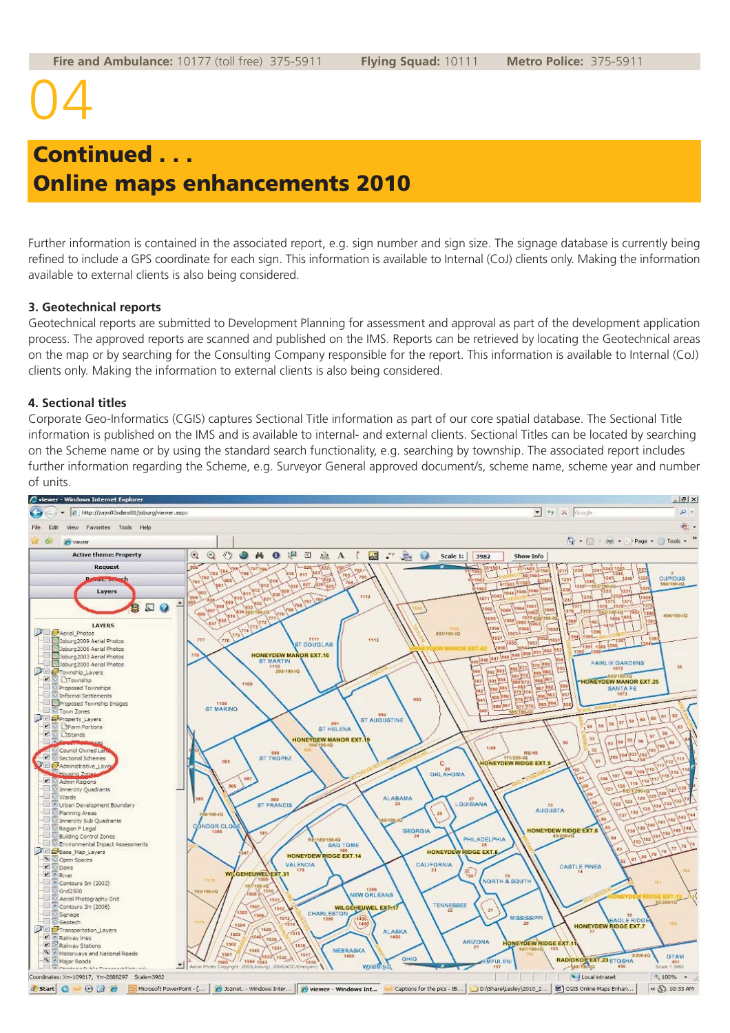# 04

## Continued . . .
## Online maps enhancements 2010

Further information is contained in the associated report, e.g. sign number and sign size. The signage database is currently being refined to include a GPS coordinate for each sign. This information is available to Internal (CoJ) clients only. Making the information available to external clients is also being considered.

### 3. Geotechnical reports

Geotechnical reports are submitted to Development Planning for assessment and approval as part of the development application process. The approved reports are scanned and published on the IMS. Reports can be retrieved by locating the Geotechnical areas on the map or by searching for the Consulting Company responsible for the report. This information is available to Internal (CoJ) clients only. Making the information to external clients is also being considered.

### 4. Sectional titles

Corporate Geo-Informatics (CGIS) captures Sectional Title information as part of our core spatial database. The Sectional Title information is published on the IMS and is available to internal- and external clients. Sectional Titles can be located by searching on the Scheme name or by using the standard search functionality, e.g. searching by township. The associated report includes further information regarding the Scheme, e.g. Surveyor General approved document/s, scheme name, scheme year and number of units.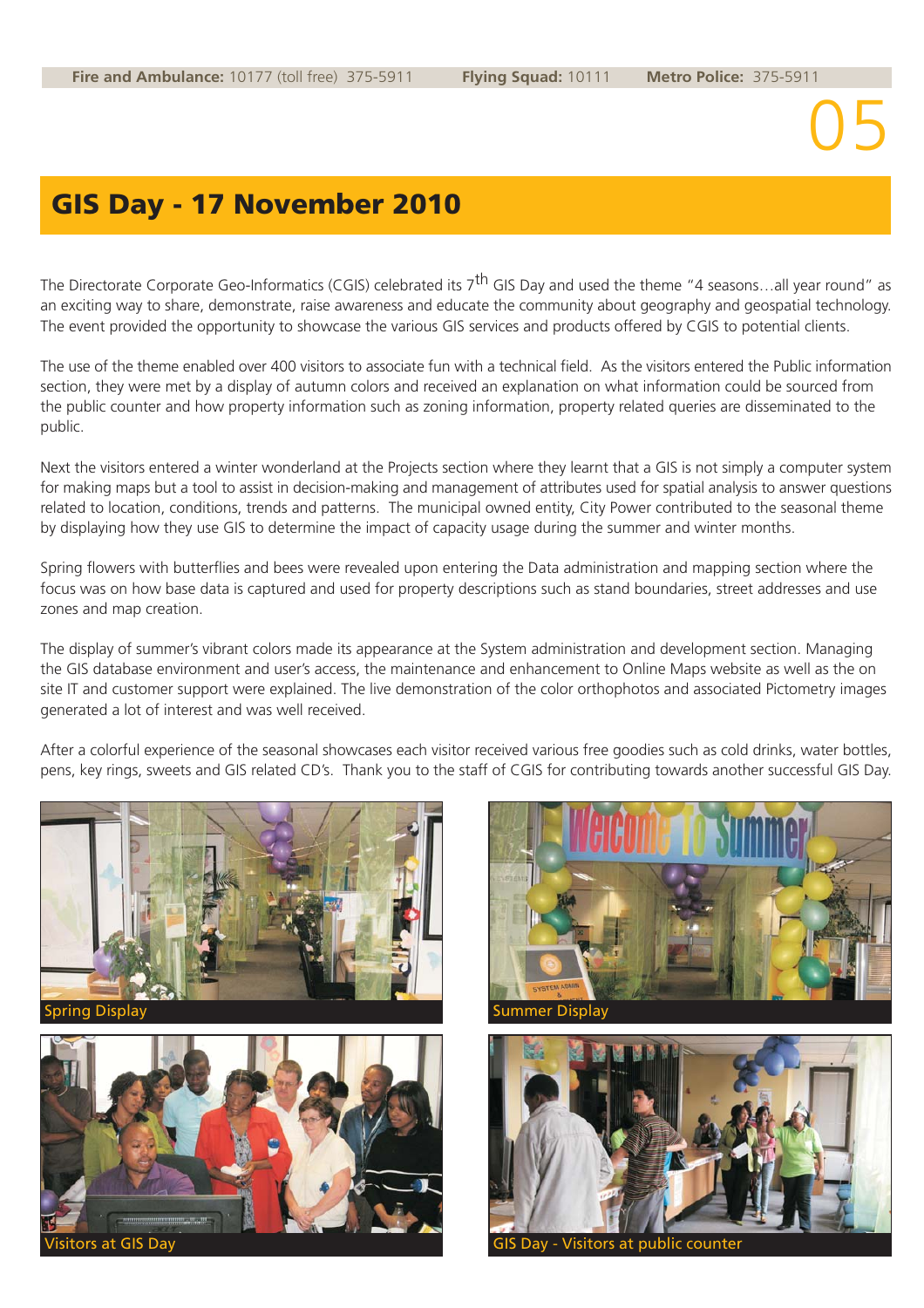## GIS Day - 17 November 2010

The Directorate Corporate Geo-Informatics (CGIS) celebrated its 7th GIS Day and used the theme "4 seasons…all year round" as an exciting way to share, demonstrate, raise awareness and educate the community about geography and geospatial technology. The event provided the opportunity to showcase the various GIS services and products offered by CGIS to potential clients.

The use of the theme enabled over 400 visitors to associate fun with a technical field. As the visitors entered the Public information section, they were met by a display of autumn colors and received an explanation on what information could be sourced from the public counter and how property information such as zoning information, property related queries are disseminated to the public.

Next the visitors entered a winter wonderland at the Projects section where they learnt that a GIS is not simply a computer system for making maps but a tool to assist in decision-making and management of attributes used for spatial analysis to answer questions related to location, conditions, trends and patterns. The municipal owned entity, City Power contributed to the seasonal theme by displaying how they use GIS to determine the impact of capacity usage during the summer and winter months.

Spring flowers with butterflies and bees were revealed upon entering the Data administration and mapping section where the focus was on how base data is captured and used for property descriptions such as stand boundaries, street addresses and use zones and map creation.

The display of summer's vibrant colors made its appearance at the System administration and development section. Managing the GIS database environment and user's access, the maintenance and enhancement to Online Maps website as well as the on site IT and customer support were explained. The live demonstration of the color orthophotos and associated Pictometry images generated a lot of interest and was well received.

After a colorful experience of the seasonal showcases each visitor received various free goodies such as cold drinks, water bottles, pens, key rings, sweets and GIS related CD's. Thank you to the staff of CGIS for contributing towards another successful GIS Day.

Spring Display

Summer Display

Visitors at GIS Day

GIS Day - Visitors at public counter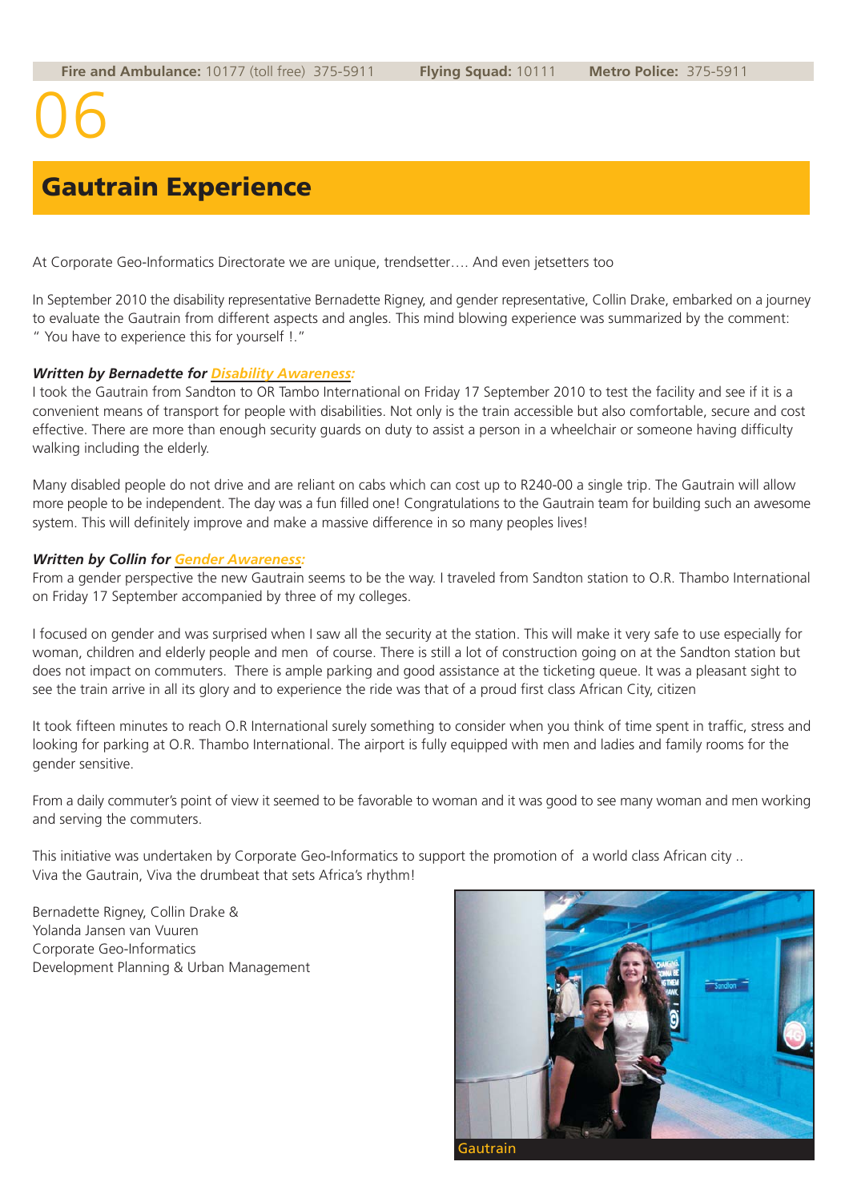# Gautrain Experience

At Corporate Geo-Informatics Directorate we are unique, trendsetter…. And even jetsetters too

In September 2010 the disability representative Bernadette Rigney, and gender representative, Collin Drake, embarked on a journey to evaluate the Gautrain from different aspects and angles. This mind blowing experience was summarized by the comment: " You have to experience this for yourself !."

***Written by Bernadette for Disability Awareness:***
I took the Gautrain from Sandton to OR Tambo International on Friday 17 September 2010 to test the facility and see if it is a convenient means of transport for people with disabilities. Not only is the train accessible but also comfortable, secure and cost effective. There are more than enough security guards on duty to assist a person in a wheelchair or someone having difficulty walking including the elderly.

Many disabled people do not drive and are reliant on cabs which can cost up to R240-00 a single trip. The Gautrain will allow more people to be independent. The day was a fun filled one! Congratulations to the Gautrain team for building such an awesome system. This will definitely improve and make a massive difference in so many peoples lives!

***Written by Collin for Gender Awareness:***
From a gender perspective the new Gautrain seems to be the way. I traveled from Sandton station to O.R. Thambo International on Friday 17 September accompanied by three of my colleges.

I focused on gender and was surprised when I saw all the security at the station. This will make it very safe to use especially for woman, children and elderly people and men of course. There is still a lot of construction going on at the Sandton station but does not impact on commuters. There is ample parking and good assistance at the ticketing queue. It was a pleasant sight to see the train arrive in all its glory and to experience the ride was that of a proud first class African City, citizen

It took fifteen minutes to reach O.R International surely something to consider when you think of time spent in traffic, stress and looking for parking at O.R. Thambo International. The airport is fully equipped with men and ladies and family rooms for the gender sensitive.

From a daily commuter's point of view it seemed to be favorable to woman and it was good to see many woman and men working and serving the commuters.

This initiative was undertaken by Corporate Geo-Informatics to support the promotion of a world class African city ..
Viva the Gautrain, Viva the drumbeat that sets Africa's rhythm!

Bernadette Rigney, Collin Drake &
Yolanda Jansen van Vuuren
Corporate Geo-Informatics
Development Planning & Urban Management

Gautrain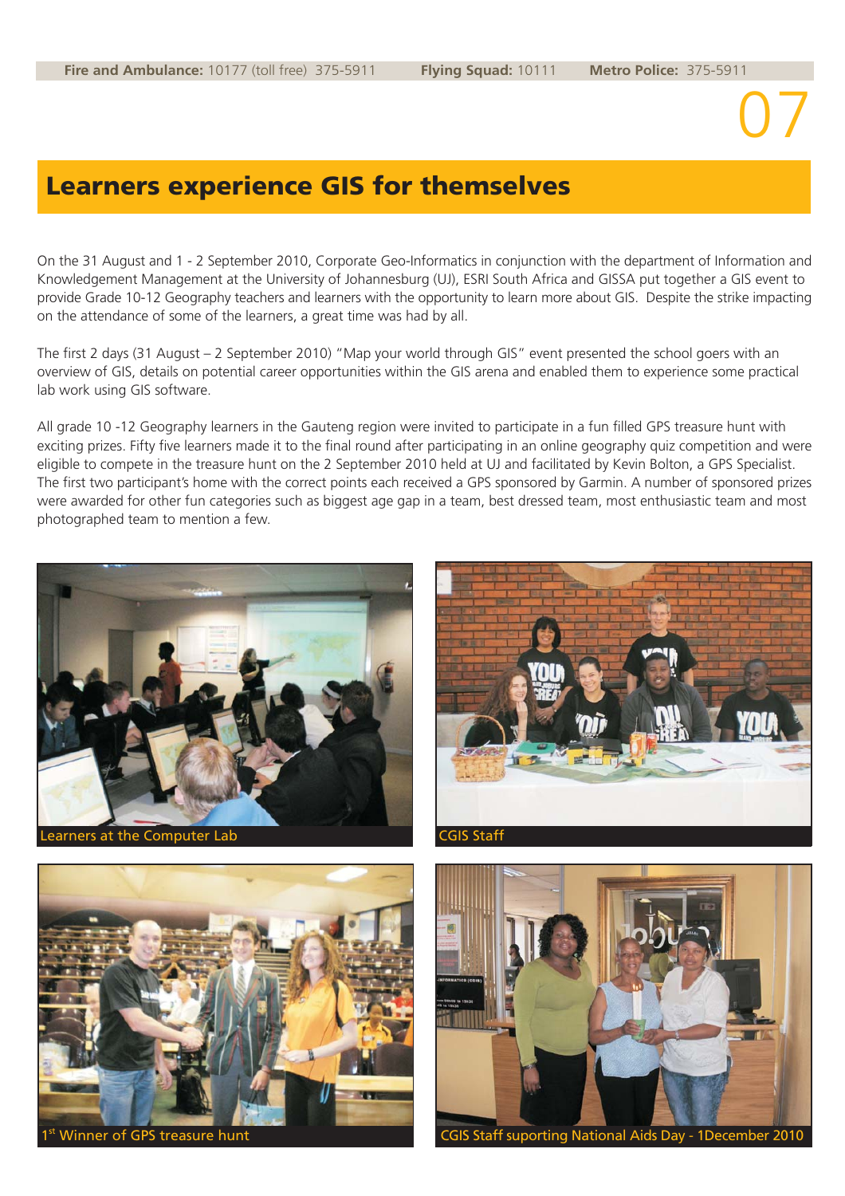## Learners experience GIS for themselves

On the 31 August and 1 - 2 September 2010, Corporate Geo-Informatics in conjunction with the department of Information and Knowledgement Management at the University of Johannesburg (UJ), ESRI South Africa and GISSA put together a GIS event to provide Grade 10-12 Geography teachers and learners with the opportunity to learn more about GIS. Despite the strike impacting on the attendance of some of the learners, a great time was had by all.

The first 2 days (31 August – 2 September 2010) "Map your world through GIS" event presented the school goers with an overview of GIS, details on potential career opportunities within the GIS arena and enabled them to experience some practical lab work using GIS software.

All grade 10 -12 Geography learners in the Gauteng region were invited to participate in a fun filled GPS treasure hunt with exciting prizes. Fifty five learners made it to the final round after participating in an online geography quiz competition and were eligible to compete in the treasure hunt on the 2 September 2010 held at UJ and facilitated by Kevin Bolton, a GPS Specialist. The first two participant's home with the correct points each received a GPS sponsored by Garmin. A number of sponsored prizes were awarded for other fun categories such as biggest age gap in a team, best dressed team, most enthusiastic team and most photographed team to mention a few.

Learners at the Computer Lab

CGIS Staff

1st Winner of GPS treasure hunt

CGIS Staff suporting National Aids Day - 1December 2010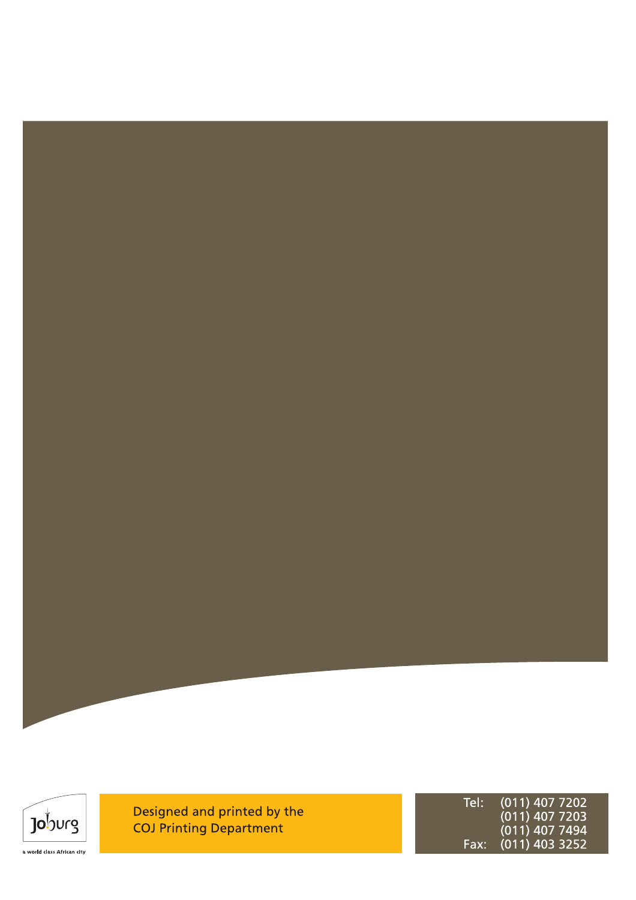Joburg

a world class African city

Designed and printed by the COJ Printing Department

Tel: (011) 407 7202
(011) 407 7203
(011) 407 7494
Fax: (011) 403 3252